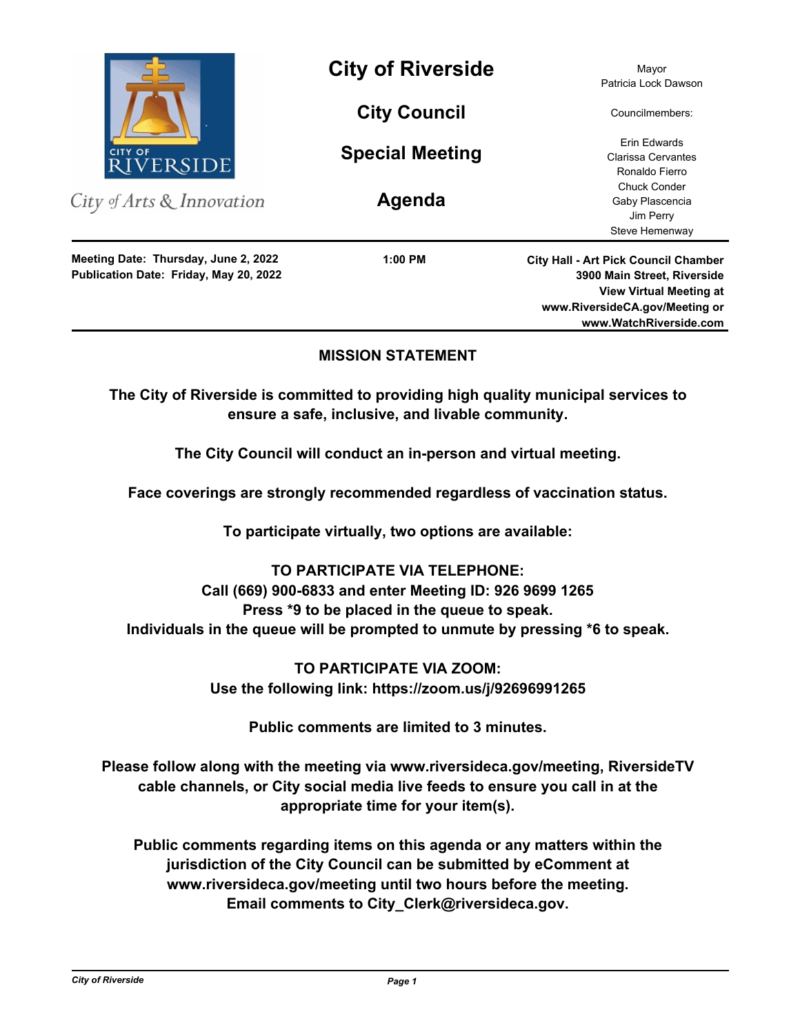City of Arts & Innovation

# City of Riverside

## City Council

## Special Meeting

## Agenda

Mayor
Patricia Lock Dawson

Councilmembers:

Erin Edwards
Clarissa Cervantes
Ronaldo Fierro
Chuck Conder
Gaby Plascencia
Jim Perry
Steve Hemenway

**Meeting Date: Thursday, June 2, 2022**
**Publication Date: Friday, May 20, 2022**

**1:00 PM**

**City Hall - Art Pick Council Chamber**
**3900 Main Street, Riverside**
**View Virtual Meeting at**
**www.RiversideCA.gov/Meeting or**
**www.WatchRiverside.com**

---

**MISSION STATEMENT**

**The City of Riverside is committed to providing high quality municipal services to ensure a safe, inclusive, and livable community.**

**The City Council will conduct an in-person and virtual meeting.**

**Face coverings are strongly recommended regardless of vaccination status.**

**To participate virtually, two options are available:**

**TO PARTICIPATE VIA TELEPHONE:**
**Call (669) 900-6833 and enter Meeting ID: 926 9699 1265**
**Press *9 to be placed in the queue to speak.**
**Individuals in the queue will be prompted to unmute by pressing *6 to speak.**

**TO PARTICIPATE VIA ZOOM:**
**Use the following link: https://zoom.us/j/92696991265**

**Public comments are limited to 3 minutes.**

**Please follow along with the meeting via www.riversideca.gov/meeting, RiversideTV cable channels, or City social media live feeds to ensure you call in at the appropriate time for your item(s).**

**Public comments regarding items on this agenda or any matters within the jurisdiction of the City Council can be submitted by eComment at www.riversideca.gov/meeting until two hours before the meeting. Email comments to City_Clerk@riversideca.gov.**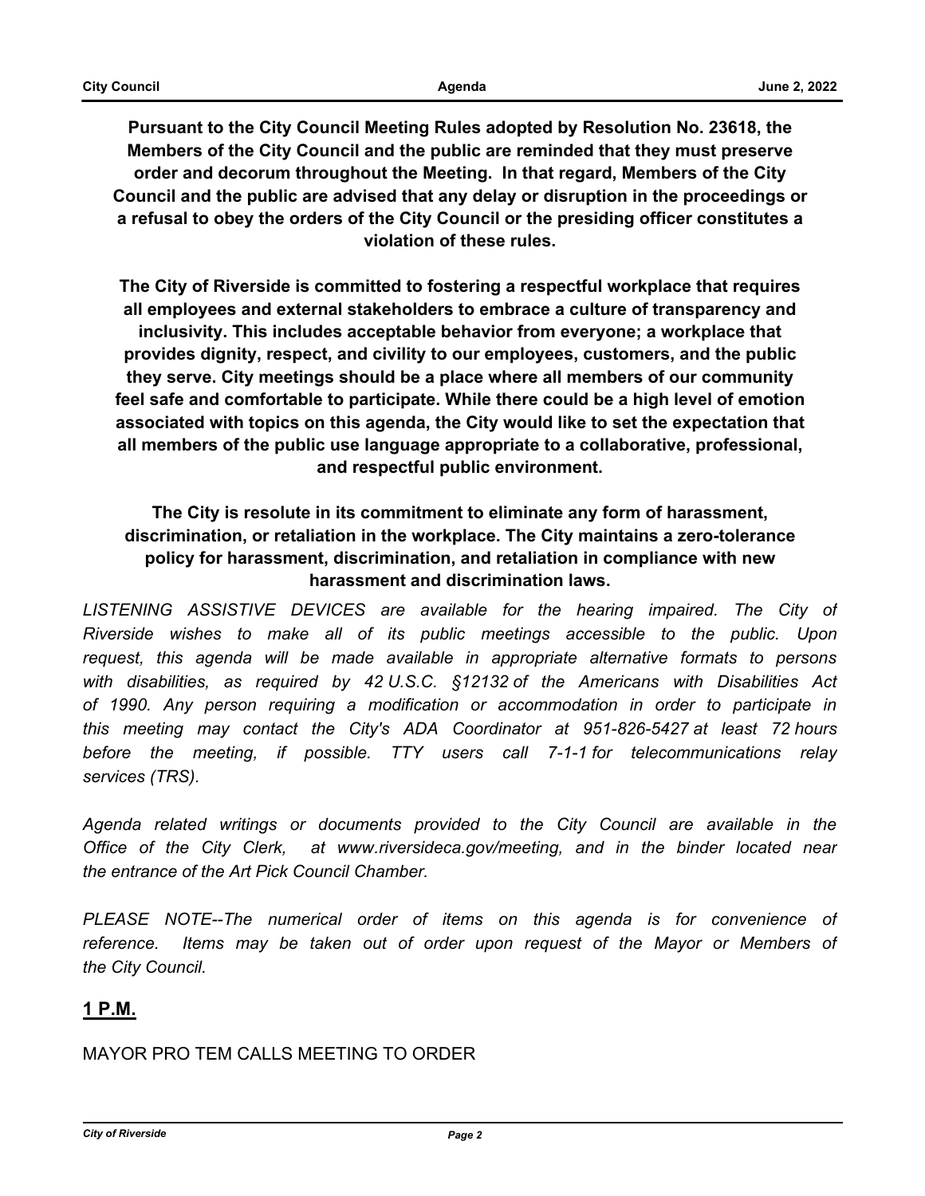**Pursuant to the City Council Meeting Rules adopted by Resolution No. 23618, the Members of the City Council and the public are reminded that they must preserve order and decorum throughout the Meeting. In that regard, Members of the City Council and the public are advised that any delay or disruption in the proceedings or a refusal to obey the orders of the City Council or the presiding officer constitutes a violation of these rules.**

**The City of Riverside is committed to fostering a respectful workplace that requires all employees and external stakeholders to embrace a culture of transparency and inclusivity. This includes acceptable behavior from everyone; a workplace that provides dignity, respect, and civility to our employees, customers, and the public they serve. City meetings should be a place where all members of our community feel safe and comfortable to participate. While there could be a high level of emotion associated with topics on this agenda, the City would like to set the expectation that all members of the public use language appropriate to a collaborative, professional, and respectful public environment.**

**The City is resolute in its commitment to eliminate any form of harassment, discrimination, or retaliation in the workplace. The City maintains a zero-tolerance policy for harassment, discrimination, and retaliation in compliance with new harassment and discrimination laws.**

*LISTENING ASSISTIVE DEVICES are available for the hearing impaired. The City of Riverside wishes to make all of its public meetings accessible to the public. Upon request, this agenda will be made available in appropriate alternative formats to persons with disabilities, as required by 42 U.S.C. §12132 of the Americans with Disabilities Act of 1990. Any person requiring a modification or accommodation in order to participate in this meeting may contact the City's ADA Coordinator at 951-826-5427 at least 72 hours before the meeting, if possible. TTY users call 7-1-1 for telecommunications relay services (TRS).*

*Agenda related writings or documents provided to the City Council are available in the Office of the City Clerk, at www.riversideca.gov/meeting, and in the binder located near the entrance of the Art Pick Council Chamber.*

*PLEASE NOTE--The numerical order of items on this agenda is for convenience of reference. Items may be taken out of order upon request of the Mayor or Members of the City Council.*

## **1 P.M.**

MAYOR PRO TEM CALLS MEETING TO ORDER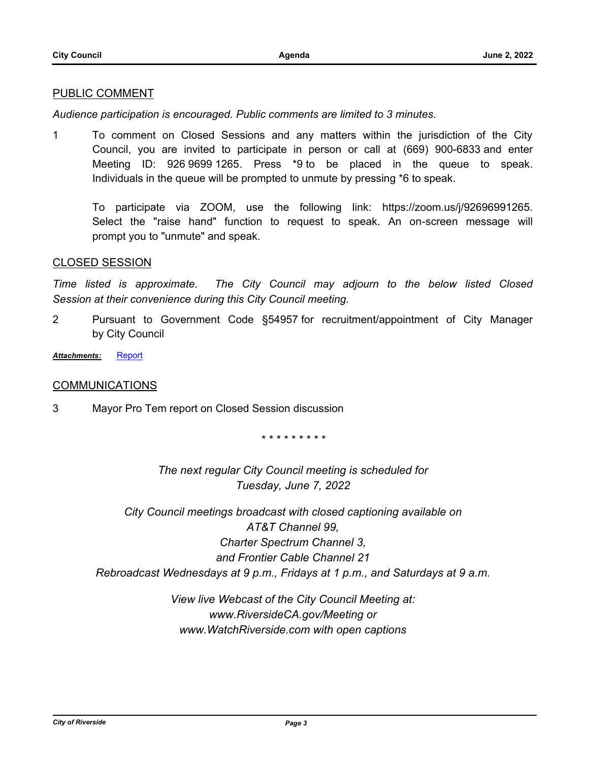## PUBLIC COMMENT

*Audience participation is encouraged. Public comments are limited to 3 minutes.*

1 To comment on Closed Sessions and any matters within the jurisdiction of the City Council, you are invited to participate in person or call at (669) 900-6833 and enter Meeting ID: 926 9699 1265. Press *9 to be placed in the queue to speak. Individuals in the queue will be prompted to unmute by pressing *6 to speak.

To participate via ZOOM, use the following link: https://zoom.us/j/92696991265. Select the "raise hand" function to request to speak. An on-screen message will prompt you to "unmute" and speak.

## CLOSED SESSION

*Time listed is approximate. The City Council may adjourn to the below listed Closed Session at their convenience during this City Council meeting.*

2 Pursuant to Government Code §54957 for recruitment/appointment of City Manager by City Council

***Attachments:*** Report

## COMMUNICATIONS

3 Mayor Pro Tem report on Closed Session discussion

\* \* \* \* \* \* \* \* \*

*The next regular City Council meeting is scheduled for Tuesday, June 7, 2022*

*City Council meetings broadcast with closed captioning available on AT&T Channel 99, Charter Spectrum Channel 3, and Frontier Cable Channel 21*
*Rebroadcast Wednesdays at 9 p.m., Fridays at 1 p.m., and Saturdays at 9 a.m.*

*View live Webcast of the City Council Meeting at: www.RiversideCA.gov/Meeting or www.WatchRiverside.com with open captions*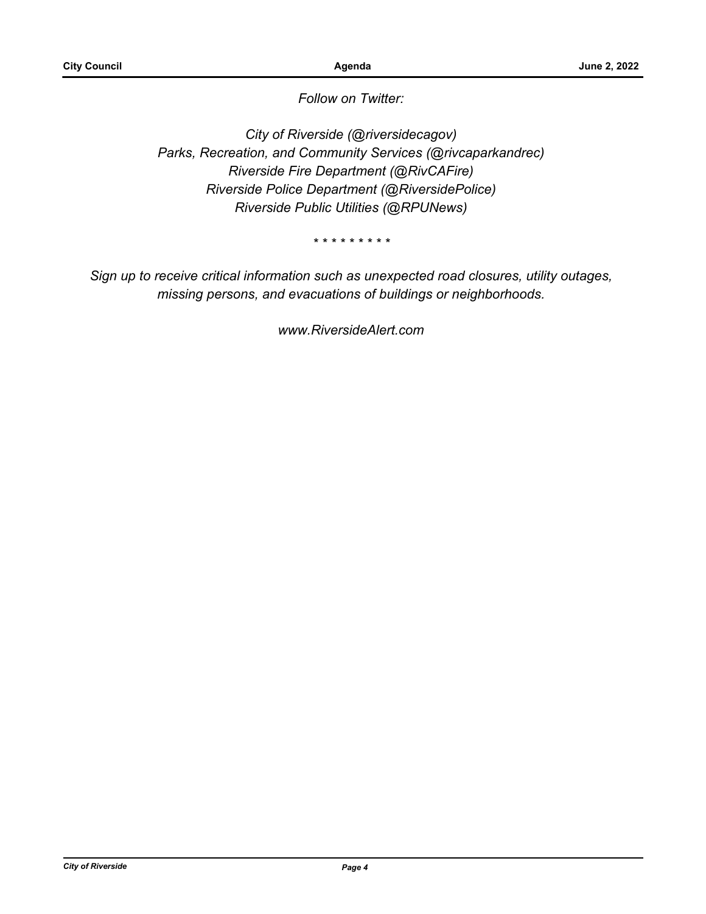*Follow on Twitter:*

*City of Riverside (@riversidecagov)*
*Parks, Recreation, and Community Services (@rivcaparkandrec)*
*Riverside Fire Department (@RivCAFire)*
*Riverside Police Department (@RiversidePolice)*
*Riverside Public Utilities (@RPUNews)*

* * * * * * * * *

*Sign up to receive critical information such as unexpected road closures, utility outages, missing persons, and evacuations of buildings or neighborhoods.*

*www.RiversideAlert.com*